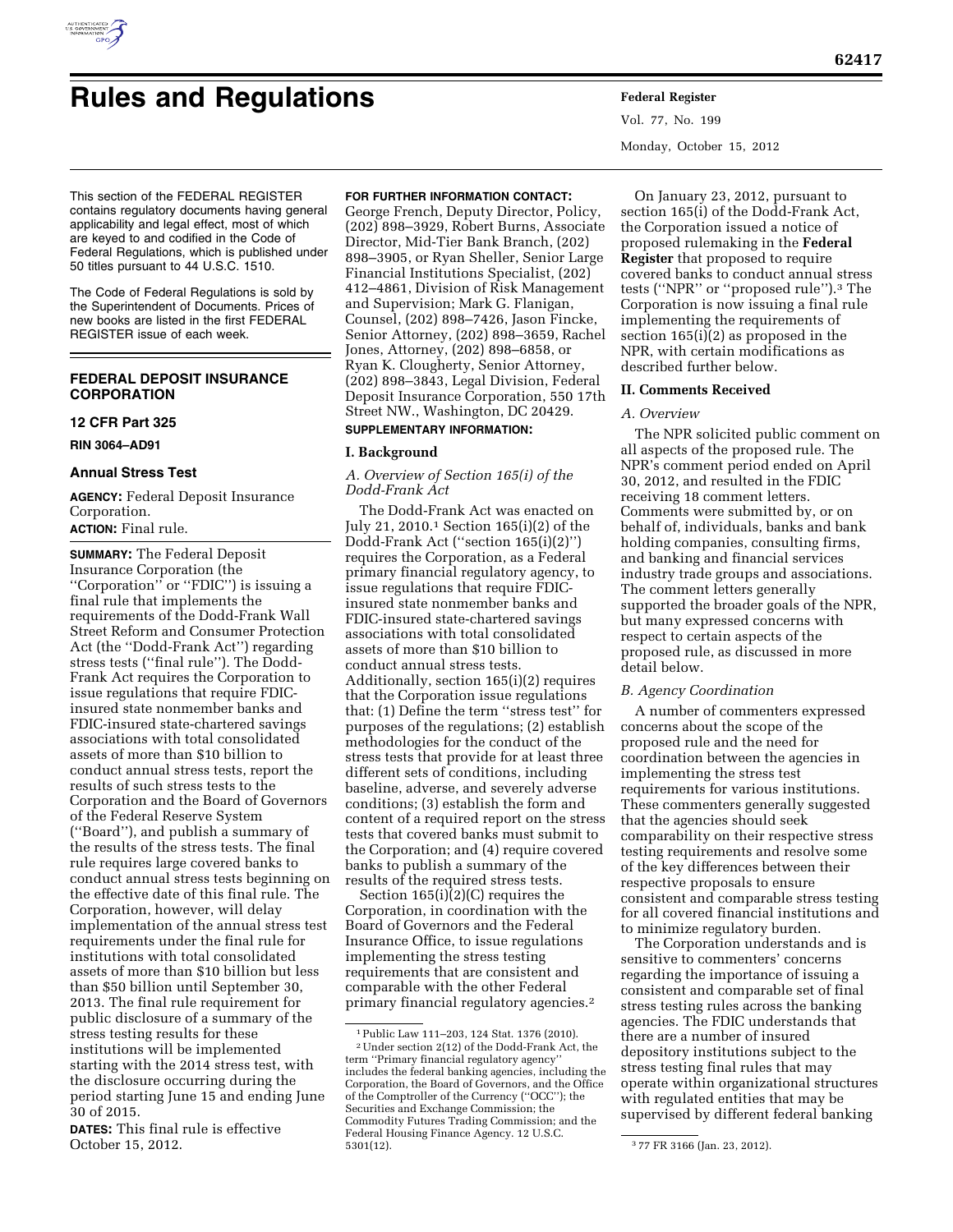# Rules and Regulations

This section of the FEDERAL REGISTER contains regulatory documents having general applicability and legal effect, most of which are keyed to and codified in the Code of Federal Regulations, which is published under 50 titles pursuant to 44 U.S.C. 1510.

The Code of Federal Regulations is sold by the Superintendent of Documents. Prices of new books are listed in the first FEDERAL REGISTER issue of each week.

## FEDERAL DEPOSIT INSURANCE CORPORATION

### 12 CFR Part 325

**RIN 3064–AD91**

### Annual Stress Test

**AGENCY:** Federal Deposit Insurance Corporation.

**ACTION:** Final rule.

**SUMMARY:** The Federal Deposit Insurance Corporation (the ''Corporation'' or ''FDIC'') is issuing a final rule that implements the requirements of the Dodd-Frank Wall Street Reform and Consumer Protection Act (the ''Dodd-Frank Act'') regarding stress tests (''final rule''). The Dodd-Frank Act requires the Corporation to issue regulations that require FDIC-insured state nonmember banks and FDIC-insured state-chartered savings associations with total consolidated assets of more than $10 billion to conduct annual stress tests, report the results of such stress tests to the Corporation and the Board of Governors of the Federal Reserve System (''Board''), and publish a summary of the results of the stress tests. The final rule requires large covered banks to conduct annual stress tests beginning on the effective date of this final rule. The Corporation, however, will delay implementation of the annual stress test requirements under the final rule for institutions with total consolidated assets of more than $10 billion but less than $50 billion until September 30, 2013. The final rule requirement for public disclosure of a summary of the stress testing results for these institutions will be implemented starting with the 2014 stress test, with the disclosure occurring during the period starting June 15 and ending June 30 of 2015.

**DATES:** This final rule is effective October 15, 2012.

**FOR FURTHER INFORMATION CONTACT:** George French, Deputy Director, Policy, (202) 898–3929, Robert Burns, Associate Director, Mid-Tier Bank Branch, (202) 898–3905, or Ryan Sheller, Senior Large Financial Institutions Specialist, (202) 412–4861, Division of Risk Management and Supervision; Mark G. Flanigan, Counsel, (202) 898–7426, Jason Fincke, Senior Attorney, (202) 898–3659, Rachel Jones, Attorney, (202) 898–6858, or Ryan K. Clougherty, Senior Attorney, (202) 898–3843, Legal Division, Federal Deposit Insurance Corporation, 550 17th Street NW., Washington, DC 20429.

**SUPPLEMENTARY INFORMATION:**

### I. Background

*A. Overview of Section 165(i) of the Dodd-Frank Act*

The Dodd-Frank Act was enacted on July 21, 2010.[1] Section 165(i)(2) of the Dodd-Frank Act (''section 165(i)(2)'') requires the Corporation, as a Federal primary financial regulatory agency, to issue regulations that require FDIC-insured state nonmember banks and FDIC-insured state-chartered savings associations with total consolidated assets of more than $10 billion to conduct annual stress tests. Additionally, section 165(i)(2) requires that the Corporation issue regulations that: (1) Define the term ''stress test'' for purposes of the regulations; (2) establish methodologies for the conduct of the stress tests that provide for at least three different sets of conditions, including baseline, adverse, and severely adverse conditions; (3) establish the form and content of a required report on the stress tests that covered banks must submit to the Corporation; and (4) require covered banks to publish a summary of the results of the required stress tests.

Section 165(i)(2)(C) requires the Corporation, in coordination with the Board of Governors and the Federal Insurance Office, to issue regulations implementing the stress testing requirements that are consistent and comparable with the other Federal primary financial regulatory agencies.[2]

On January 23, 2012, pursuant to section 165(i) of the Dodd-Frank Act, the Corporation issued a notice of proposed rulemaking in the **Federal Register** that proposed to require covered banks to conduct annual stress tests (''NPR'' or ''proposed rule'').[3] The Corporation is now issuing a final rule implementing the requirements of section 165(i)(2) as proposed in the NPR, with certain modifications as described further below.

### II. Comments Received

*A. Overview*

The NPR solicited public comment on all aspects of the proposed rule. The NPR's comment period ended on April 30, 2012, and resulted in the FDIC receiving 18 comment letters. Comments were submitted by, or on behalf of, individuals, banks and bank holding companies, consulting firms, and banking and financial services industry trade groups and associations. The comment letters generally supported the broader goals of the NPR, but many expressed concerns with respect to certain aspects of the proposed rule, as discussed in more detail below.

*B. Agency Coordination*

A number of commenters expressed concerns about the scope of the proposed rule and the need for coordination between the agencies in implementing the stress test requirements for various institutions. These commenters generally suggested that the agencies should seek comparability on their respective stress testing requirements and resolve some of the key differences between their respective proposals to ensure consistent and comparable stress testing for all covered financial institutions and to minimize regulatory burden.

The Corporation understands and is sensitive to commenters' concerns regarding the importance of issuing a consistent and comparable set of final stress testing rules across the banking agencies. The FDIC understands that there are a number of insured depository institutions subject to the stress testing final rules that may operate within organizational structures with regulated entities that may be supervised by different federal banking

---

[1] Public Law 111–203, 124 Stat. 1376 (2010).

[2] Under section 2(12) of the Dodd-Frank Act, the term ''Primary financial regulatory agency'' includes the federal banking agencies, including the Corporation, the Board of Governors, and the Office of the Comptroller of the Currency (''OCC''); the Securities and Exchange Commission; the Commodity Futures Trading Commission; and the Federal Housing Finance Agency. 12 U.S.C. 5301(12).

[3] 77 FR 3166 (Jan. 23, 2012).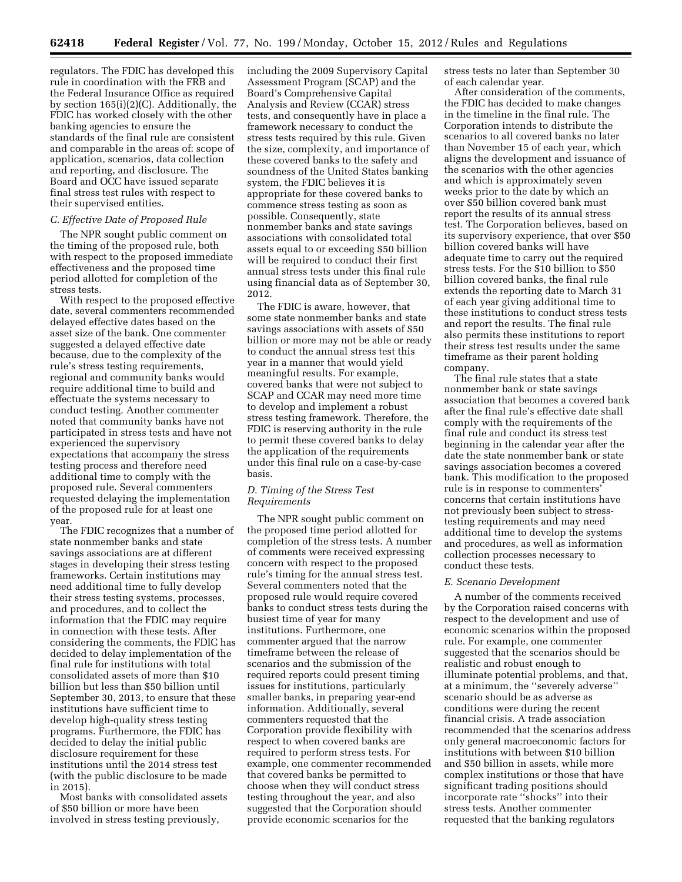regulators. The FDIC has developed this rule in coordination with the FRB and the Federal Insurance Office as required by section 165(i)(2)(C). Additionally, the FDIC has worked closely with the other banking agencies to ensure the standards of the final rule are consistent and comparable in the areas of: scope of application, scenarios, data collection and reporting, and disclosure. The Board and OCC have issued separate final stress test rules with respect to their supervised entities.

### *C. Effective Date of Proposed Rule*

The NPR sought public comment on the timing of the proposed rule, both with respect to the proposed immediate effectiveness and the proposed time period allotted for completion of the stress tests.

With respect to the proposed effective date, several commenters recommended delayed effective dates based on the asset size of the bank. One commenter suggested a delayed effective date because, due to the complexity of the rule's stress testing requirements, regional and community banks would require additional time to build and effectuate the systems necessary to conduct testing. Another commenter noted that community banks have not participated in stress tests and have not experienced the supervisory expectations that accompany the stress testing process and therefore need additional time to comply with the proposed rule. Several commenters requested delaying the implementation of the proposed rule for at least one year.

The FDIC recognizes that a number of state nonmember banks and state savings associations are at different stages in developing their stress testing frameworks. Certain institutions may need additional time to fully develop their stress testing systems, processes, and procedures, and to collect the information that the FDIC may require in connection with these tests. After considering the comments, the FDIC has decided to delay implementation of the final rule for institutions with total consolidated assets of more than $10 billion but less than $50 billion until September 30, 2013, to ensure that these institutions have sufficient time to develop high-quality stress testing programs. Furthermore, the FDIC has decided to delay the initial public disclosure requirement for these institutions until the 2014 stress test (with the public disclosure to be made in 2015).

Most banks with consolidated assets of $50 billion or more have been involved in stress testing previously, including the 2009 Supervisory Capital Assessment Program (SCAP) and the Board's Comprehensive Capital Analysis and Review (CCAR) stress tests, and consequently have in place a framework necessary to conduct the stress tests required by this rule. Given the size, complexity, and importance of these covered banks to the safety and soundness of the United States banking system, the FDIC believes it is appropriate for these covered banks to commence stress testing as soon as possible. Consequently, state nonmember banks and state savings associations with consolidated total assets equal to or exceeding $50 billion will be required to conduct their first annual stress tests under this final rule using financial data as of September 30, 2012.

The FDIC is aware, however, that some state nonmember banks and state savings associations with assets of $50 billion or more may not be able or ready to conduct the annual stress test this year in a manner that would yield meaningful results. For example, covered banks that were not subject to SCAP and CCAR may need more time to develop and implement a robust stress testing framework. Therefore, the FDIC is reserving authority in the rule to permit these covered banks to delay the application of the requirements under this final rule on a case-by-case basis.

### *D. Timing of the Stress Test Requirements*

The NPR sought public comment on the proposed time period allotted for completion of the stress tests. A number of comments were received expressing concern with respect to the proposed rule's timing for the annual stress test. Several commenters noted that the proposed rule would require covered banks to conduct stress tests during the busiest time of year for many institutions. Furthermore, one commenter argued that the narrow timeframe between the release of scenarios and the submission of the required reports could present timing issues for institutions, particularly smaller banks, in preparing year-end information. Additionally, several commenters requested that the Corporation provide flexibility with respect to when covered banks are required to perform stress tests. For example, one commenter recommended that covered banks be permitted to choose when they will conduct stress testing throughout the year, and also suggested that the Corporation should provide economic scenarios for the stress tests no later than September 30 of each calendar year.

After consideration of the comments, the FDIC has decided to make changes in the timeline in the final rule. The Corporation intends to distribute the scenarios to all covered banks no later than November 15 of each year, which aligns the development and issuance of the scenarios with the other agencies and which is approximately seven weeks prior to the date by which an over $50 billion covered bank must report the results of its annual stress test. The Corporation believes, based on its supervisory experience, that over $50 billion covered banks will have adequate time to carry out the required stress tests. For the $10 billion to $50 billion covered banks, the final rule extends the reporting date to March 31 of each year giving additional time to these institutions to conduct stress tests and report the results. The final rule also permits these institutions to report their stress test results under the same timeframe as their parent holding company.

The final rule states that a state nonmember bank or state savings association that becomes a covered bank after the final rule's effective date shall comply with the requirements of the final rule and conduct its stress test beginning in the calendar year after the date the state nonmember bank or state savings association becomes a covered bank. This modification to the proposed rule is in response to commenters' concerns that certain institutions have not previously been subject to stress-testing requirements and may need additional time to develop the systems and procedures, as well as information collection processes necessary to conduct these tests.

### *E. Scenario Development*

A number of the comments received by the Corporation raised concerns with respect to the development and use of economic scenarios within the proposed rule. For example, one commenter suggested that the scenarios should be realistic and robust enough to illuminate potential problems, and that, at a minimum, the ''severely adverse'' scenario should be as adverse as conditions were during the recent financial crisis. A trade association recommended that the scenarios address only general macroeconomic factors for institutions with between $10 billion and $50 billion in assets, while more complex institutions or those that have significant trading positions should incorporate rate ''shocks'' into their stress tests. Another commenter requested that the banking regulators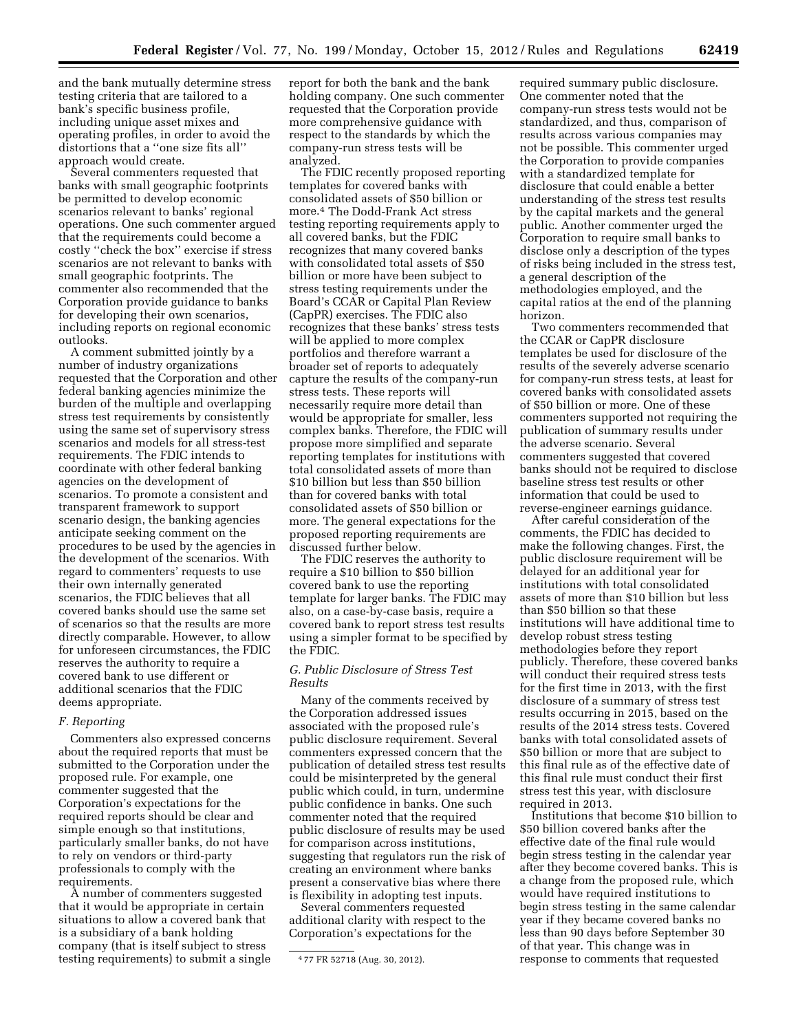and the bank mutually determine stress testing criteria that are tailored to a bank's specific business profile, including unique asset mixes and operating profiles, in order to avoid the distortions that a ''one size fits all'' approach would create.

Several commenters requested that banks with small geographic footprints be permitted to develop economic scenarios relevant to banks' regional operations. One such commenter argued that the requirements could become a costly ''check the box'' exercise if stress scenarios are not relevant to banks with small geographic footprints. The commenter also recommended that the Corporation provide guidance to banks for developing their own scenarios, including reports on regional economic outlooks.

A comment submitted jointly by a number of industry organizations requested that the Corporation and other federal banking agencies minimize the burden of the multiple and overlapping stress test requirements by consistently using the same set of supervisory stress scenarios and models for all stress-test requirements. The FDIC intends to coordinate with other federal banking agencies on the development of scenarios. To promote a consistent and transparent framework to support scenario design, the banking agencies anticipate seeking comment on the procedures to be used by the agencies in the development of the scenarios. With regard to commenters' requests to use their own internally generated scenarios, the FDIC believes that all covered banks should use the same set of scenarios so that the results are more directly comparable. However, to allow for unforeseen circumstances, the FDIC reserves the authority to require a covered bank to use different or additional scenarios that the FDIC deems appropriate.

### *F. Reporting*

Commenters also expressed concerns about the required reports that must be submitted to the Corporation under the proposed rule. For example, one commenter suggested that the Corporation's expectations for the required reports should be clear and simple enough so that institutions, particularly smaller banks, do not have to rely on vendors or third-party professionals to comply with the requirements.

A number of commenters suggested that it would be appropriate in certain situations to allow a covered bank that is a subsidiary of a bank holding company (that is itself subject to stress testing requirements) to submit a single report for both the bank and the bank holding company. One such commenter requested that the Corporation provide more comprehensive guidance with respect to the standards by which the company-run stress tests will be analyzed.

The FDIC recently proposed reporting templates for covered banks with consolidated assets of $50 billion or more.[4] The Dodd-Frank Act stress testing reporting requirements apply to all covered banks, but the FDIC recognizes that many covered banks with consolidated total assets of $50 billion or more have been subject to stress testing requirements under the Board's CCAR or Capital Plan Review (CapPR) exercises. The FDIC also recognizes that these banks' stress tests will be applied to more complex portfolios and therefore warrant a broader set of reports to adequately capture the results of the company-run stress tests. These reports will necessarily require more detail than would be appropriate for smaller, less complex banks. Therefore, the FDIC will propose more simplified and separate reporting templates for institutions with total consolidated assets of more than $10 billion but less than $50 billion than for covered banks with total consolidated assets of $50 billion or more. The general expectations for the proposed reporting requirements are discussed further below.

The FDIC reserves the authority to require a $10 billion to $50 billion covered bank to use the reporting template for larger banks. The FDIC may also, on a case-by-case basis, require a covered bank to report stress test results using a simpler format to be specified by the FDIC.

### *G. Public Disclosure of Stress Test Results*

Many of the comments received by the Corporation addressed issues associated with the proposed rule's public disclosure requirement. Several commenters expressed concern that the publication of detailed stress test results could be misinterpreted by the general public which could, in turn, undermine public confidence in banks. One such commenter noted that the required public disclosure of results may be used for comparison across institutions, suggesting that regulators run the risk of creating an environment where banks present a conservative bias where there is flexibility in adopting test inputs.

Several commenters requested additional clarity with respect to the Corporation's expectations for the required summary public disclosure. One commenter noted that the company-run stress tests would not be standardized, and thus, comparison of results across various companies may not be possible. This commenter urged the Corporation to provide companies with a standardized template for disclosure that could enable a better understanding of the stress test results by the capital markets and the general public. Another commenter urged the Corporation to require small banks to disclose only a description of the types of risks being included in the stress test, a general description of the methodologies employed, and the capital ratios at the end of the planning horizon.

Two commenters recommended that the CCAR or CapPR disclosure templates be used for disclosure of the results of the severely adverse scenario for company-run stress tests, at least for covered banks with consolidated assets of $50 billion or more. One of these commenters supported not requiring the publication of summary results under the adverse scenario. Several commenters suggested that covered banks should not be required to disclose baseline stress test results or other information that could be used to reverse-engineer earnings guidance.

After careful consideration of the comments, the FDIC has decided to make the following changes. First, the public disclosure requirement will be delayed for an additional year for institutions with total consolidated assets of more than $10 billion but less than $50 billion so that these institutions will have additional time to develop robust stress testing methodologies before they report publicly. Therefore, these covered banks will conduct their required stress tests for the first time in 2013, with the first disclosure of a summary of stress test results occurring in 2015, based on the results of the 2014 stress tests. Covered banks with total consolidated assets of $50 billion or more that are subject to this final rule as of the effective date of this final rule must conduct their first stress test this year, with disclosure required in 2013.

Institutions that become $10 billion to $50 billion covered banks after the effective date of the final rule would begin stress testing in the calendar year after they become covered banks. This is a change from the proposed rule, which would have required institutions to begin stress testing in the same calendar year if they became covered banks no less than 90 days before September 30 of that year. This change was in response to comments that requested

[4] 77 FR 52718 (Aug. 30, 2012).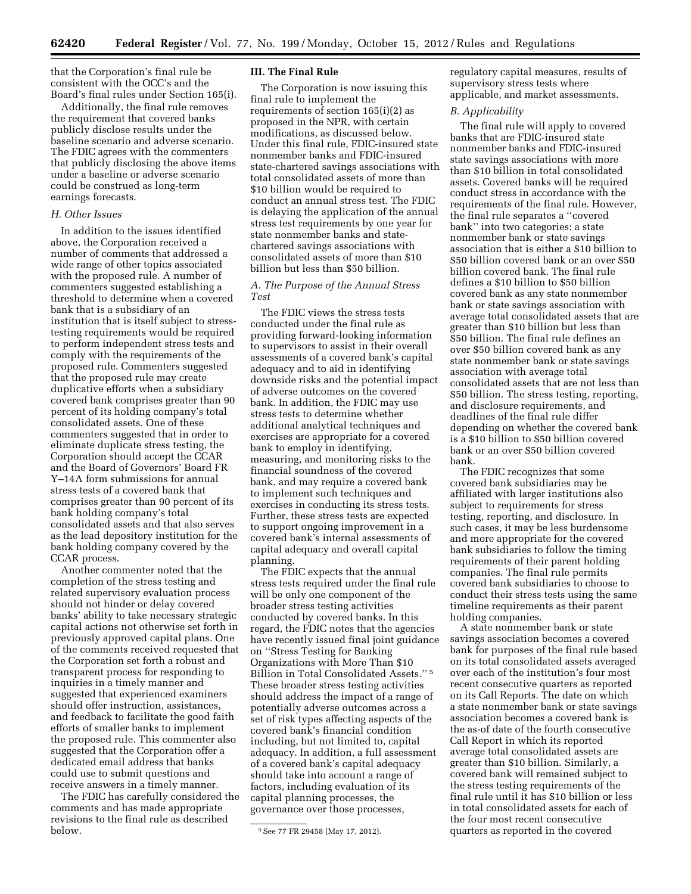that the Corporation's final rule be consistent with the OCC's and the Board's final rules under Section 165(i).

Additionally, the final rule removes the requirement that covered banks publicly disclose results under the baseline scenario and adverse scenario. The FDIC agrees with the commenters that publicly disclosing the above items under a baseline or adverse scenario could be construed as long-term earnings forecasts.

### H. Other Issues

In addition to the issues identified above, the Corporation received a number of comments that addressed a wide range of other topics associated with the proposed rule. A number of commenters suggested establishing a threshold to determine when a covered bank that is a subsidiary of an institution that is itself subject to stress-testing requirements would be required to perform independent stress tests and comply with the requirements of the proposed rule. Commenters suggested that the proposed rule may create duplicative efforts when a subsidiary covered bank comprises greater than 90 percent of its holding company's total consolidated assets. One of these commenters suggested that in order to eliminate duplicate stress testing, the Corporation should accept the CCAR and the Board of Governors' Board FR Y–14A form submissions for annual stress tests of a covered bank that comprises greater than 90 percent of its bank holding company's total consolidated assets and that also serves as the lead depository institution for the bank holding company covered by the CCAR process.

Another commenter noted that the completion of the stress testing and related supervisory evaluation process should not hinder or delay covered banks' ability to take necessary strategic capital actions not otherwise set forth in previously approved capital plans. One of the comments received requested that the Corporation set forth a robust and transparent process for responding to inquiries in a timely manner and suggested that experienced examiners should offer instruction, assistances, and feedback to facilitate the good faith efforts of smaller banks to implement the proposed rule. This commenter also suggested that the Corporation offer a dedicated email address that banks could use to submit questions and receive answers in a timely manner.

The FDIC has carefully considered the comments and has made appropriate revisions to the final rule as described below.

## III. The Final Rule

The Corporation is now issuing this final rule to implement the requirements of section 165(i)(2) as proposed in the NPR, with certain modifications, as discussed below. Under this final rule, FDIC-insured state nonmember banks and FDIC-insured state-chartered savings associations with total consolidated assets of more than $10 billion would be required to conduct an annual stress test. The FDIC is delaying the application of the annual stress test requirements by one year for state nonmember banks and state-chartered savings associations with consolidated assets of more than $10 billion but less than $50 billion.

### A. The Purpose of the Annual Stress Test

The FDIC views the stress tests conducted under the final rule as providing forward-looking information to supervisors to assist in their overall assessments of a covered bank's capital adequacy and to aid in identifying downside risks and the potential impact of adverse outcomes on the covered bank. In addition, the FDIC may use stress tests to determine whether additional analytical techniques and exercises are appropriate for a covered bank to employ in identifying, measuring, and monitoring risks to the financial soundness of the covered bank, and may require a covered bank to implement such techniques and exercises in conducting its stress tests. Further, these stress tests are expected to support ongoing improvement in a covered bank's internal assessments of capital adequacy and overall capital planning.

The FDIC expects that the annual stress tests required under the final rule will be only one component of the broader stress testing activities conducted by covered banks. In this regard, the FDIC notes that the agencies have recently issued final joint guidance on "Stress Testing for Banking Organizations with More Than $10 Billion in Total Consolidated Assets." [5] These broader stress testing activities should address the impact of a range of potentially adverse outcomes across a set of risk types affecting aspects of the covered bank's financial condition including, but not limited to, capital adequacy. In addition, a full assessment of a covered bank's capital adequacy should take into account a range of factors, including evaluation of its capital planning processes, the governance over those processes, regulatory capital measures, results of supervisory stress tests where applicable, and market assessments.

### B. Applicability

The final rule will apply to covered banks that are FDIC-insured state nonmember banks and FDIC-insured state savings associations with more than $10 billion in total consolidated assets. Covered banks will be required conduct stress in accordance with the requirements of the final rule. However, the final rule separates a "covered bank" into two categories: a state nonmember bank or state savings association that is either a $10 billion to $50 billion covered bank or an over $50 billion covered bank. The final rule defines a $10 billion to $50 billion covered bank as any state nonmember bank or state savings association with average total consolidated assets that are greater than $10 billion but less than $50 billion. The final rule defines an over $50 billion covered bank as any state nonmember bank or state savings association with average total consolidated assets that are not less than $50 billion. The stress testing, reporting, and disclosure requirements, and deadlines of the final rule differ depending on whether the covered bank is a $10 billion to $50 billion covered bank or an over $50 billion covered bank.

The FDIC recognizes that some covered bank subsidiaries may be affiliated with larger institutions also subject to requirements for stress testing, reporting, and disclosure. In such cases, it may be less burdensome and more appropriate for the covered bank subsidiaries to follow the timing requirements of their parent holding companies. The final rule permits covered bank subsidiaries to choose to conduct their stress tests using the same timeline requirements as their parent holding companies.

A state nonmember bank or state savings association becomes a covered bank for purposes of the final rule based on its total consolidated assets averaged over each of the institution's four most recent consecutive quarters as reported on its Call Reports. The date on which a state nonmember bank or state savings association becomes a covered bank is the as-of date of the fourth consecutive Call Report in which its reported average total consolidated assets are greater than $10 billion. Similarly, a covered bank will remained subject to the stress testing requirements of the final rule until it has $10 billion or less in total consolidated assets for each of the four most recent consecutive quarters as reported in the covered

[5] See 77 FR 29458 (May 17, 2012).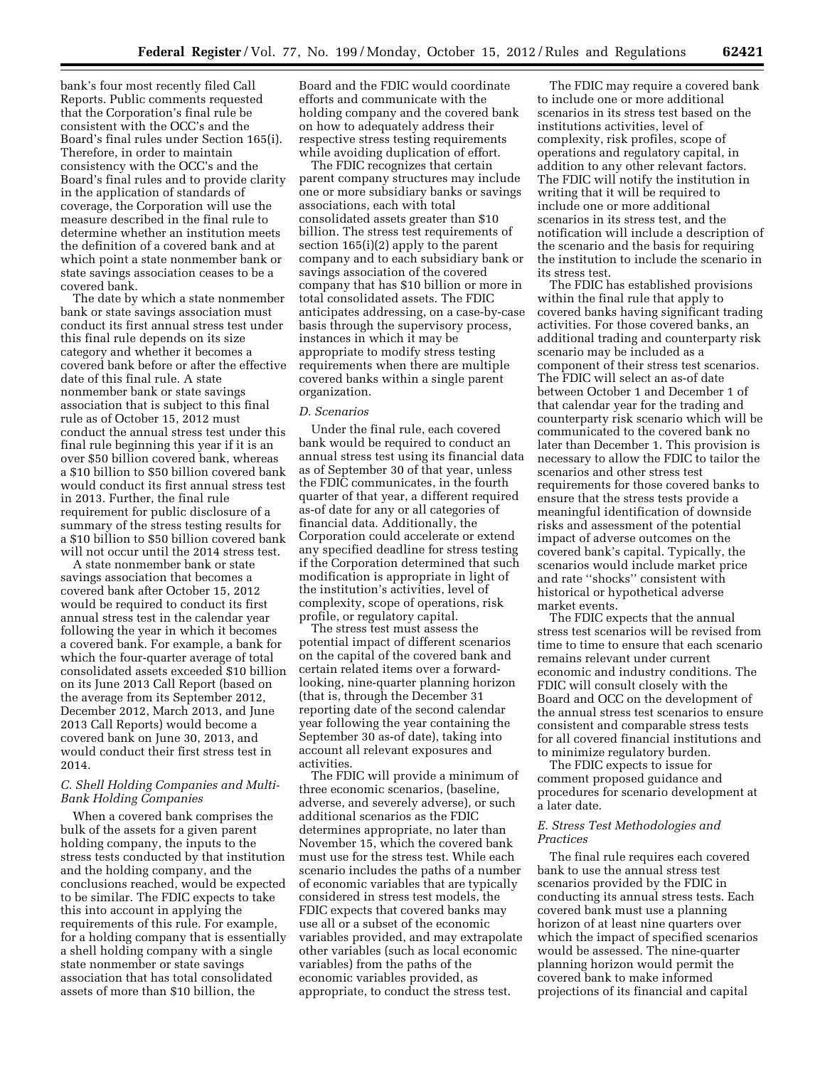bank's four most recently filed Call Reports. Public comments requested that the Corporation's final rule be consistent with the OCC's and the Board's final rules under Section 165(i). Therefore, in order to maintain consistency with the OCC's and the Board's final rules and to provide clarity in the application of standards of coverage, the Corporation will use the measure described in the final rule to determine whether an institution meets the definition of a covered bank and at which point a state nonmember bank or state savings association ceases to be a covered bank.

The date by which a state nonmember bank or state savings association must conduct its first annual stress test under this final rule depends on its size category and whether it becomes a covered bank before or after the effective date of this final rule. A state nonmember bank or state savings association that is subject to this final rule as of October 15, 2012 must conduct the annual stress test under this final rule beginning this year if it is an over $50 billion covered bank, whereas a $10 billion to $50 billion covered bank would conduct its first annual stress test in 2013. Further, the final rule requirement for public disclosure of a summary of the stress testing results for a $10 billion to $50 billion covered bank will not occur until the 2014 stress test.

A state nonmember bank or state savings association that becomes a covered bank after October 15, 2012 would be required to conduct its first annual stress test in the calendar year following the year in which it becomes a covered bank. For example, a bank for which the four-quarter average of total consolidated assets exceeded $10 billion on its June 2013 Call Report (based on the average from its September 2012, December 2012, March 2013, and June 2013 Call Reports) would become a covered bank on June 30, 2013, and would conduct their first stress test in 2014.

### C. Shell Holding Companies and Multi-Bank Holding Companies

When a covered bank comprises the bulk of the assets for a given parent holding company, the inputs to the stress tests conducted by that institution and the holding company, and the conclusions reached, would be expected to be similar. The FDIC expects to take this into account in applying the requirements of this rule. For example, for a holding company that is essentially a shell holding company with a single state nonmember or state savings association that has total consolidated assets of more than $10 billion, the Board and the FDIC would coordinate efforts and communicate with the holding company and the covered bank on how to adequately address their respective stress testing requirements while avoiding duplication of effort.

The FDIC recognizes that certain parent company structures may include one or more subsidiary banks or savings associations, each with total consolidated assets greater than $10 billion. The stress test requirements of section 165(i)(2) apply to the parent company and to each subsidiary bank or savings association of the covered company that has $10 billion or more in total consolidated assets. The FDIC anticipates addressing, on a case-by-case basis through the supervisory process, instances in which it may be appropriate to modify stress testing requirements when there are multiple covered banks within a single parent organization.

### D. Scenarios

Under the final rule, each covered bank would be required to conduct an annual stress test using its financial data as of September 30 of that year, unless the FDIC communicates, in the fourth quarter of that year, a different required as-of date for any or all categories of financial data. Additionally, the Corporation could accelerate or extend any specified deadline for stress testing if the Corporation determined that such modification is appropriate in light of the institution's activities, level of complexity, scope of operations, risk profile, or regulatory capital.

The stress test must assess the potential impact of different scenarios on the capital of the covered bank and certain related items over a forward-looking, nine-quarter planning horizon (that is, through the December 31 reporting date of the second calendar year following the year containing the September 30 as-of date), taking into account all relevant exposures and activities.

The FDIC will provide a minimum of three economic scenarios, (baseline, adverse, and severely adverse), or such additional scenarios as the FDIC determines appropriate, no later than November 15, which the covered bank must use for the stress test. While each scenario includes the paths of a number of economic variables that are typically considered in stress test models, the FDIC expects that covered banks may use all or a subset of the economic variables provided, and may extrapolate other variables (such as local economic variables) from the paths of the economic variables provided, as appropriate, to conduct the stress test.

The FDIC may require a covered bank to include one or more additional scenarios in its stress test based on the institutions activities, level of complexity, risk profiles, scope of operations and regulatory capital, in addition to any other relevant factors. The FDIC will notify the institution in writing that it will be required to include one or more additional scenarios in its stress test, and the notification will include a description of the scenario and the basis for requiring the institution to include the scenario in its stress test.

The FDIC has established provisions within the final rule that apply to covered banks having significant trading activities. For those covered banks, an additional trading and counterparty risk scenario may be included as a component of their stress test scenarios. The FDIC will select an as-of date between October 1 and December 1 of that calendar year for the trading and counterparty risk scenario which will be communicated to the covered bank no later than December 1. This provision is necessary to allow the FDIC to tailor the scenarios and other stress test requirements for those covered banks to ensure that the stress tests provide a meaningful identification of downside risks and assessment of the potential impact of adverse outcomes on the covered bank's capital. Typically, the scenarios would include market price and rate "shocks" consistent with historical or hypothetical adverse market events.

The FDIC expects that the annual stress test scenarios will be revised from time to time to ensure that each scenario remains relevant under current economic and industry conditions. The FDIC will consult closely with the Board and OCC on the development of the annual stress test scenarios to ensure consistent and comparable stress tests for all covered financial institutions and to minimize regulatory burden.

The FDIC expects to issue for comment proposed guidance and procedures for scenario development at a later date.

### E. Stress Test Methodologies and Practices

The final rule requires each covered bank to use the annual stress test scenarios provided by the FDIC in conducting its annual stress tests. Each covered bank must use a planning horizon of at least nine quarters over which the impact of specified scenarios would be assessed. The nine-quarter planning horizon would permit the covered bank to make informed projections of its financial and capital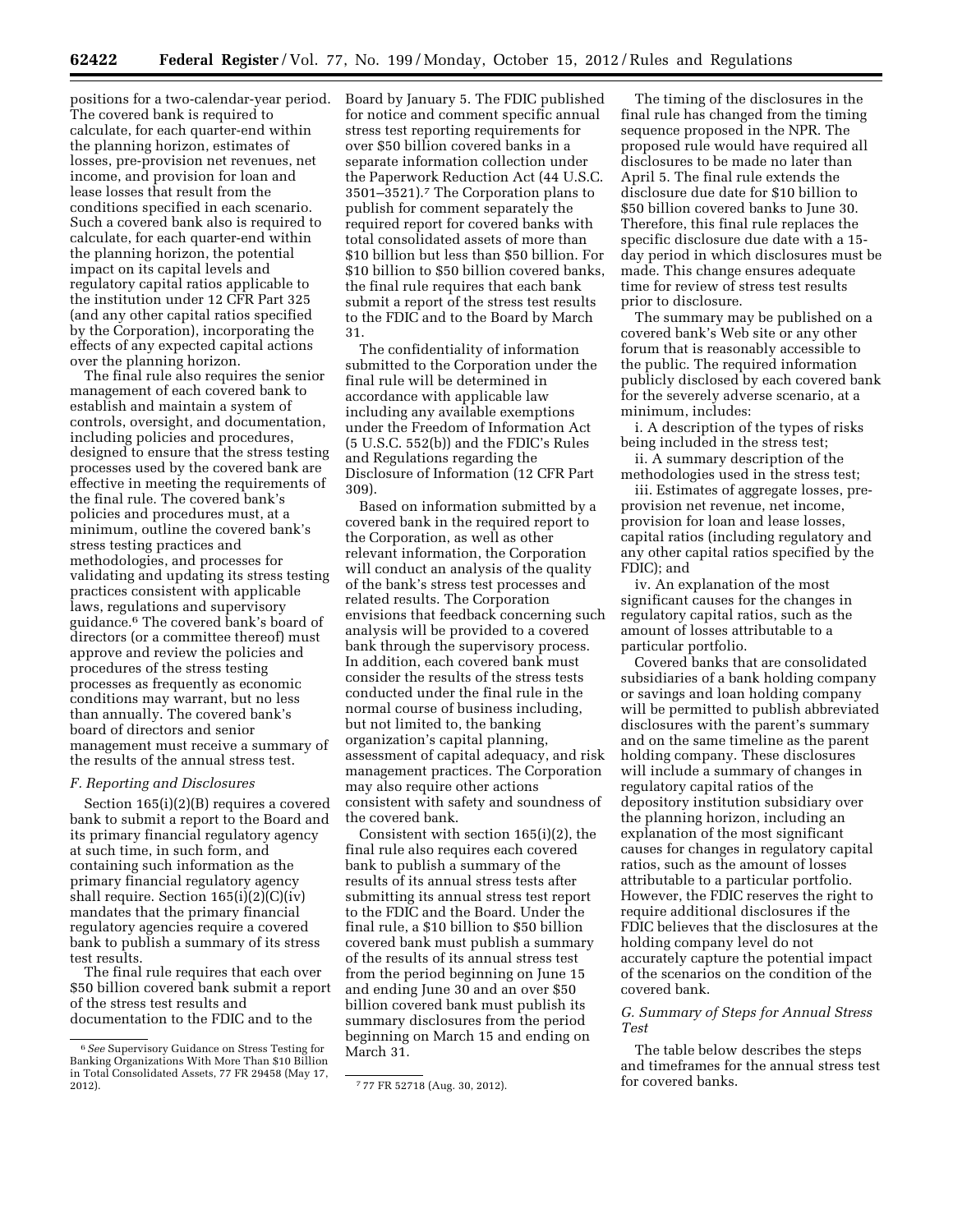positions for a two-calendar-year period. The covered bank is required to calculate, for each quarter-end within the planning horizon, estimates of losses, pre-provision net revenues, net income, and provision for loan and lease losses that result from the conditions specified in each scenario. Such a covered bank also is required to calculate, for each quarter-end within the planning horizon, the potential impact on its capital levels and regulatory capital ratios applicable to the institution under 12 CFR Part 325 (and any other capital ratios specified by the Corporation), incorporating the effects of any expected capital actions over the planning horizon.

The final rule also requires the senior management of each covered bank to establish and maintain a system of controls, oversight, and documentation, including policies and procedures, designed to ensure that the stress testing processes used by the covered bank are effective in meeting the requirements of the final rule. The covered bank's policies and procedures must, at a minimum, outline the covered bank's stress testing practices and methodologies, and processes for validating and updating its stress testing practices consistent with applicable laws, regulations and supervisory guidance.[6] The covered bank's board of directors (or a committee thereof) must approve and review the policies and procedures of the stress testing processes as frequently as economic conditions may warrant, but no less than annually. The covered bank's board of directors and senior management must receive a summary of the results of the annual stress test.

### *F. Reporting and Disclosures*

Section 165(i)(2)(B) requires a covered bank to submit a report to the Board and its primary financial regulatory agency at such time, in such form, and containing such information as the primary financial regulatory agency shall require. Section 165(i)(2)(C)(iv) mandates that the primary financial regulatory agencies require a covered bank to publish a summary of its stress test results.

The final rule requires that each over $50 billion covered bank submit a report of the stress test results and documentation to the FDIC and to the Board by January 5. The FDIC published for notice and comment specific annual stress test reporting requirements for over $50 billion covered banks in a separate information collection under the Paperwork Reduction Act (44 U.S.C. 3501–3521).[7] The Corporation plans to publish for comment separately the required report for covered banks with total consolidated assets of more than $10 billion but less than $50 billion. For $10 billion to $50 billion covered banks, the final rule requires that each bank submit a report of the stress test results to the FDIC and to the Board by March 31.

The confidentiality of information submitted to the Corporation under the final rule will be determined in accordance with applicable law including any available exemptions under the Freedom of Information Act (5 U.S.C. 552(b)) and the FDIC's Rules and Regulations regarding the Disclosure of Information (12 CFR Part 309).

Based on information submitted by a covered bank in the required report to the Corporation, as well as other relevant information, the Corporation will conduct an analysis of the quality of the bank's stress test processes and related results. The Corporation envisions that feedback concerning such analysis will be provided to a covered bank through the supervisory process. In addition, each covered bank must consider the results of the stress tests conducted under the final rule in the normal course of business including, but not limited to, the banking organization's capital planning, assessment of capital adequacy, and risk management practices. The Corporation may also require other actions consistent with safety and soundness of the covered bank.

Consistent with section 165(i)(2), the final rule also requires each covered bank to publish a summary of the results of its annual stress tests after submitting its annual stress test report to the FDIC and the Board. Under the final rule, a $10 billion to $50 billion covered bank must publish a summary of the results of its annual stress test from the period beginning on June 15 and ending June 30 and an over $50 billion covered bank must publish its summary disclosures from the period beginning on March 15 and ending on March 31.

The timing of the disclosures in the final rule has changed from the timing sequence proposed in the NPR. The proposed rule would have required all disclosures to be made no later than April 5. The final rule extends the disclosure due date for $10 billion to $50 billion covered banks to June 30. Therefore, this final rule replaces the specific disclosure due date with a 15-day period in which disclosures must be made. This change ensures adequate time for review of stress test results prior to disclosure.

The summary may be published on a covered bank's Web site or any other forum that is reasonably accessible to the public. The required information publicly disclosed by each covered bank for the severely adverse scenario, at a minimum, includes:

i. A description of the types of risks being included in the stress test;

ii. A summary description of the methodologies used in the stress test;

iii. Estimates of aggregate losses, pre-provision net revenue, net income, provision for loan and lease losses, capital ratios (including regulatory and any other capital ratios specified by the FDIC); and

iv. An explanation of the most significant causes for the changes in regulatory capital ratios, such as the amount of losses attributable to a particular portfolio.

Covered banks that are consolidated subsidiaries of a bank holding company or savings and loan holding company will be permitted to publish abbreviated disclosures with the parent's summary and on the same timeline as the parent holding company. These disclosures will include a summary of changes in regulatory capital ratios of the depository institution subsidiary over the planning horizon, including an explanation of the most significant causes for changes in regulatory capital ratios, such as the amount of losses attributable to a particular portfolio. However, the FDIC reserves the right to require additional disclosures if the FDIC believes that the disclosures at the holding company level do not accurately capture the potential impact of the scenarios on the condition of the covered bank.

### *G. Summary of Steps for Annual Stress Test*

The table below describes the steps and timeframes for the annual stress test for covered banks.

---

[6] *See* Supervisory Guidance on Stress Testing for Banking Organizations With More Than $10 Billion in Total Consolidated Assets, 77 FR 29458 (May 17, 2012).

[7] 77 FR 52718 (Aug. 30, 2012).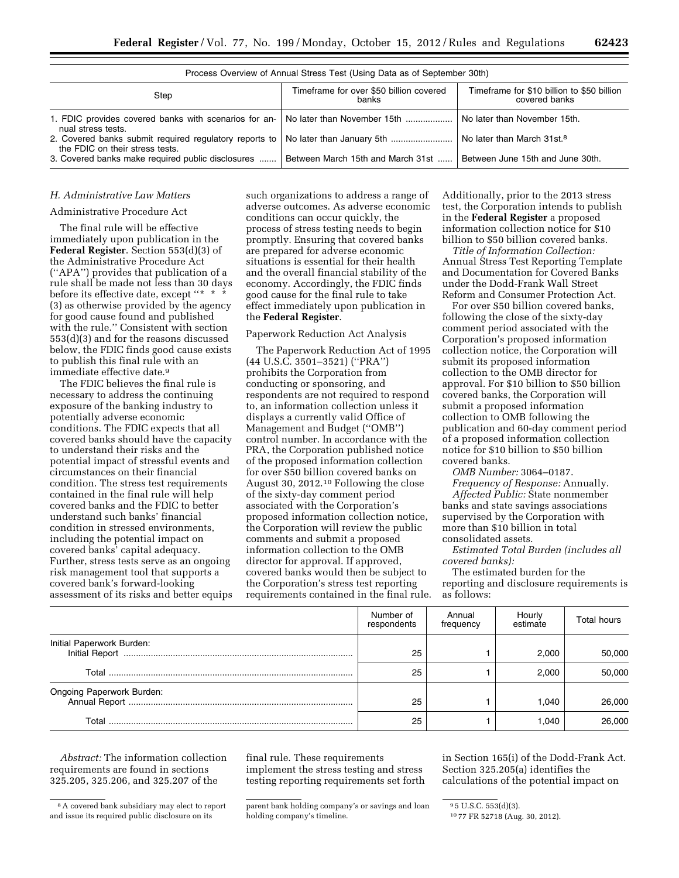Process Overview of Annual Stress Test (Using Data as of September 30th)

| Step | Timeframe for over $50 billion covered banks | Timeframe for $10 billion to $50 billion covered banks |
| --- | --- | --- |
| 1. FDIC provides covered banks with scenarios for annual stress tests. | No later than November 15th | No later than November 15th. |
| 2. Covered banks submit required regulatory reports to the FDIC on their stress tests. | No later than January 5th | No later than March 31st.[8] |
| 3. Covered banks make required public disclosures | Between March 15th and March 31st | Between June 15th and June 30th. |

*H. Administrative Law Matters*

Administrative Procedure Act

The final rule will be effective immediately upon publication in the **Federal Register**. Section 553(d)(3) of the Administrative Procedure Act (''APA'') provides that publication of a rule shall be made not less than 30 days before its effective date, except ''* * * (3) as otherwise provided by the agency for good cause found and published with the rule.'' Consistent with section 553(d)(3) and for the reasons discussed below, the FDIC finds good cause exists to publish this final rule with an immediate effective date.[9]

The FDIC believes the final rule is necessary to address the continuing exposure of the banking industry to potentially adverse economic conditions. The FDIC expects that all covered banks should have the capacity to understand their risks and the potential impact of stressful events and circumstances on their financial condition. The stress test requirements contained in the final rule will help covered banks and the FDIC to better understand such banks' financial condition in stressed environments, including the potential impact on covered banks' capital adequacy. Further, stress tests serve as an ongoing risk management tool that supports a covered bank's forward-looking assessment of its risks and better equips such organizations to address a range of adverse outcomes. As adverse economic conditions can occur quickly, the process of stress testing needs to begin promptly. Ensuring that covered banks are prepared for adverse economic situations is essential for their health and the overall financial stability of the economy. Accordingly, the FDIC finds good cause for the final rule to take effect immediately upon publication in the **Federal Register**.

Paperwork Reduction Act Analysis

The Paperwork Reduction Act of 1995 (44 U.S.C. 3501–3521) (''PRA'') prohibits the Corporation from conducting or sponsoring, and respondents are not required to respond to, an information collection unless it displays a currently valid Office of Management and Budget (''OMB'') control number. In accordance with the PRA, the Corporation published notice of the proposed information collection for over $50 billion covered banks on August 30, 2012.[10] Following the close of the sixty-day comment period associated with the Corporation's proposed information collection notice, the Corporation will review the public comments and submit a proposed information collection to the OMB director for approval. If approved, covered banks would then be subject to the Corporation's stress test reporting requirements contained in the final rule. Additionally, prior to the 2013 stress test, the Corporation intends to publish in the **Federal Register** a proposed information collection notice for $10 billion to $50 billion covered banks.

*Title of Information Collection:* Annual Stress Test Reporting Template and Documentation for Covered Banks under the Dodd-Frank Wall Street Reform and Consumer Protection Act.

For over $50 billion covered banks, following the close of the sixty-day comment period associated with the Corporation's proposed information collection notice, the Corporation will submit its proposed information collection to the OMB director for approval. For $10 billion to $50 billion covered banks, the Corporation will submit a proposed information collection to OMB following the publication and 60-day comment period of a proposed information collection notice for $10 billion to $50 billion covered banks.

*OMB Number:* 3064–0187.

*Frequency of Response:* Annually.

*Affected Public:* State nonmember banks and state savings associations supervised by the Corporation with more than $10 billion in total consolidated assets.

*Estimated Total Burden (includes all covered banks):*

The estimated burden for the reporting and disclosure requirements is as follows:

| | Number of respondents | Annual frequency | Hourly estimate | Total hours |
| --- | --- | --- | --- | --- |
| Initial Paperwork Burden: | | | | |
| Initial Report | 25 | 1 | 2,000 | 50,000 |
| Total | 25 | 1 | 2,000 | 50,000 |
| Ongoing Paperwork Burden: | | | | |
| Annual Report | 25 | 1 | 1,040 | 26,000 |
| Total | 25 | 1 | 1,040 | 26,000 |

*Abstract:* The information collection requirements are found in sections 325.205, 325.206, and 325.207 of the final rule. These requirements implement the stress testing and stress testing reporting requirements set forth in Section 165(i) of the Dodd-Frank Act. Section 325.205(a) identifies the calculations of the potential impact on

[8] A covered bank subsidiary may elect to report and issue its required public disclosure on its parent bank holding company's or savings and loan holding company's timeline.

[9] 5 U.S.C. 553(d)(3).

[10] 77 FR 52718 (Aug. 30, 2012).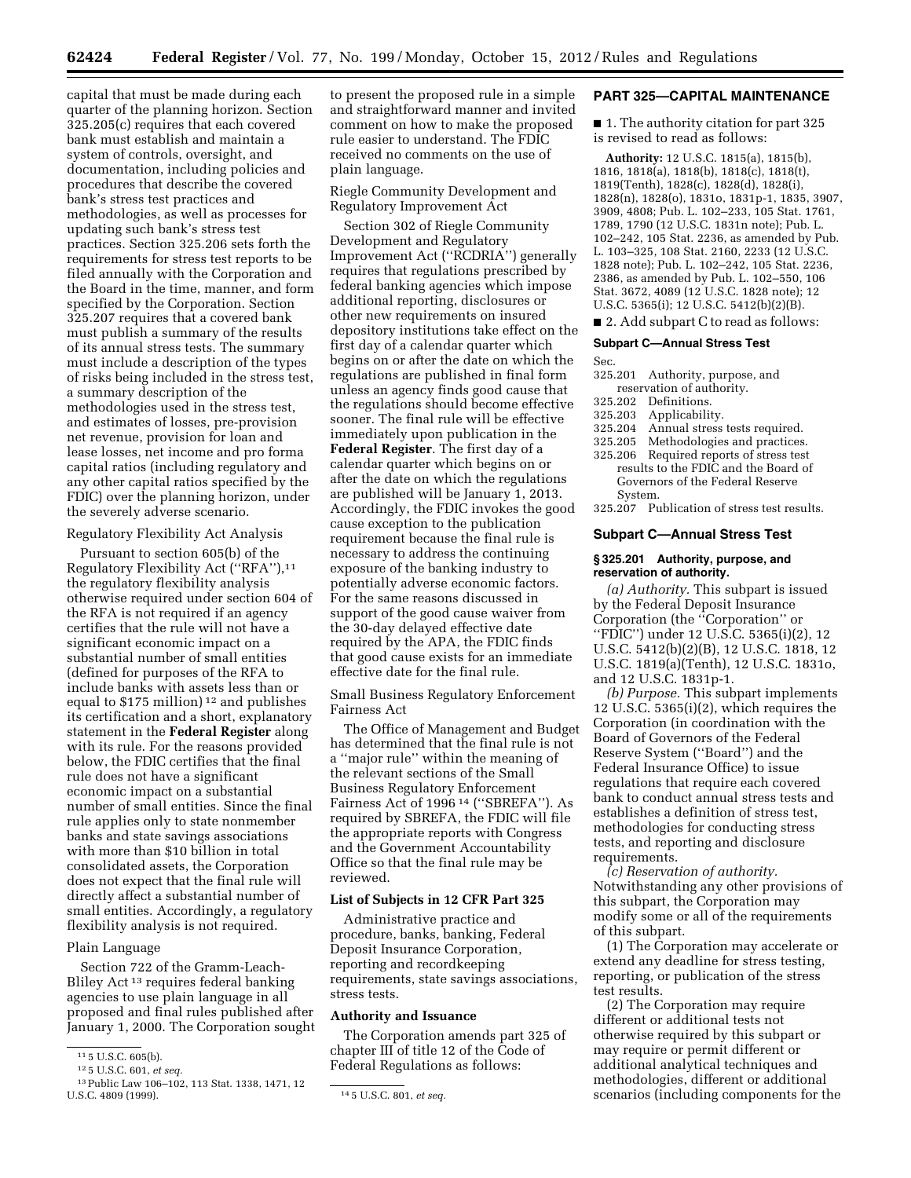capital that must be made during each quarter of the planning horizon. Section 325.205(c) requires that each covered bank must establish and maintain a system of controls, oversight, and documentation, including policies and procedures that describe the covered bank's stress test practices and methodologies, as well as processes for updating such bank's stress test practices. Section 325.206 sets forth the requirements for stress test reports to be filed annually with the Corporation and the Board in the time, manner, and form specified by the Corporation. Section 325.207 requires that a covered bank must publish a summary of the results of its annual stress tests. The summary must include a description of the types of risks being included in the stress test, a summary description of the methodologies used in the stress test, and estimates of losses, pre-provision net revenue, provision for loan and lease losses, net income and pro forma capital ratios (including regulatory and any other capital ratios specified by the FDIC) over the planning horizon, under the severely adverse scenario.

Regulatory Flexibility Act Analysis

Pursuant to section 605(b) of the Regulatory Flexibility Act (''RFA''),[11] the regulatory flexibility analysis otherwise required under section 604 of the RFA is not required if an agency certifies that the rule will not have a significant economic impact on a substantial number of small entities (defined for purposes of the RFA to include banks with assets less than or equal to $175 million)[12] and publishes its certification and a short, explanatory statement in the **Federal Register** along with its rule. For the reasons provided below, the FDIC certifies that the final rule does not have a significant economic impact on a substantial number of small entities. Since the final rule applies only to state nonmember banks and state savings associations with more than $10 billion in total consolidated assets, the Corporation does not expect that the final rule will directly affect a substantial number of small entities. Accordingly, a regulatory flexibility analysis is not required.

Plain Language

Section 722 of the Gramm-Leach-Bliley Act[13] requires federal banking agencies to use plain language in all proposed and final rules published after January 1, 2000. The Corporation sought to present the proposed rule in a simple and straightforward manner and invited comment on how to make the proposed rule easier to understand. The FDIC received no comments on the use of plain language.

Riegle Community Development and Regulatory Improvement Act

Section 302 of Riegle Community Development and Regulatory Improvement Act (''RCDRIA'') generally requires that regulations prescribed by federal banking agencies which impose additional reporting, disclosures or other new requirements on insured depository institutions take effect on the first day of a calendar quarter which begins on or after the date on which the regulations are published in final form unless an agency finds good cause that the regulations should become effective sooner. The final rule will be effective immediately upon publication in the **Federal Register**. The first day of a calendar quarter which begins on or after the date on which the regulations are published will be January 1, 2013. Accordingly, the FDIC invokes the good cause exception to the publication requirement because the final rule is necessary to address the continuing exposure of the banking industry to potentially adverse economic factors. For the same reasons discussed in support of the good cause waiver from the 30-day delayed effective date required by the APA, the FDIC finds that good cause exists for an immediate effective date for the final rule.

Small Business Regulatory Enforcement Fairness Act

The Office of Management and Budget has determined that the final rule is not a ''major rule'' within the meaning of the relevant sections of the Small Business Regulatory Enforcement Fairness Act of 1996[14] (''SBREFA''). As required by SBREFA, the FDIC will file the appropriate reports with Congress and the Government Accountability Office so that the final rule may be reviewed.

**List of Subjects in 12 CFR Part 325**

Administrative practice and procedure, banks, banking, Federal Deposit Insurance Corporation, reporting and recordkeeping requirements, state savings associations, stress tests.

**Authority and Issuance**

The Corporation amends part 325 of chapter III of title 12 of the Code of Federal Regulations as follows:

**PART 325—CAPITAL MAINTENANCE**

■ 1. The authority citation for part 325 is revised to read as follows:

**Authority:** 12 U.S.C. 1815(a), 1815(b), 1816, 1818(a), 1818(b), 1818(c), 1818(t), 1819(Tenth), 1828(c), 1828(d), 1828(i), 1828(n), 1828(o), 1831o, 1831p-1, 1835, 3907, 3909, 4808; Pub. L. 102–233, 105 Stat. 1761, 1789, 1790 (12 U.S.C. 1831n note); Pub. L. 102–242, 105 Stat. 2236, as amended by Pub. L. 103–325, 108 Stat. 2160, 2233 (12 U.S.C. 1828 note); Pub. L. 102–242, 105 Stat. 2236, 2386, as amended by Pub. L. 102–550, 106 Stat. 3672, 4089 (12 U.S.C. 1828 note); 12 U.S.C. 5365(i); 12 U.S.C. 5412(b)(2)(B).

■ 2. Add subpart C to read as follows:

**Subpart C—Annual Stress Test**

Sec.
325.201 Authority, purpose, and reservation of authority.
325.202 Definitions.
325.203 Applicability.
325.204 Annual stress tests required.
325.205 Methodologies and practices.
325.206 Required reports of stress test results to the FDIC and the Board of Governors of the Federal Reserve System.
325.207 Publication of stress test results.

**Subpart C—Annual Stress Test**

**§ 325.201 Authority, purpose, and reservation of authority.**

*(a) Authority.* This subpart is issued by the Federal Deposit Insurance Corporation (the ''Corporation'' or ''FDIC'') under 12 U.S.C. 5365(i)(2), 12 U.S.C. 5412(b)(2)(B), 12 U.S.C. 1818, 12 U.S.C. 1819(a)(Tenth), 12 U.S.C. 1831o, and 12 U.S.C. 1831p-1.

*(b) Purpose.* This subpart implements 12 U.S.C. 5365(i)(2), which requires the Corporation (in coordination with the Board of Governors of the Federal Reserve System (''Board'') and the Federal Insurance Office) to issue regulations that require each covered bank to conduct annual stress tests and establishes a definition of stress test, methodologies for conducting stress tests, and reporting and disclosure requirements.

*(c) Reservation of authority.* Notwithstanding any other provisions of this subpart, the Corporation may modify some or all of the requirements of this subpart.

(1) The Corporation may accelerate or extend any deadline for stress testing, reporting, or publication of the stress test results.

(2) The Corporation may require different or additional tests not otherwise required by this subpart or may require or permit different or additional analytical techniques and methodologies, different or additional scenarios (including components for the

[11] 5 U.S.C. 605(b).

[12] 5 U.S.C. 601, *et seq.*

[13] Public Law 106–102, 113 Stat. 1338, 1471, 12 U.S.C. 4809 (1999).

[14] 5 U.S.C. 801, *et seq.*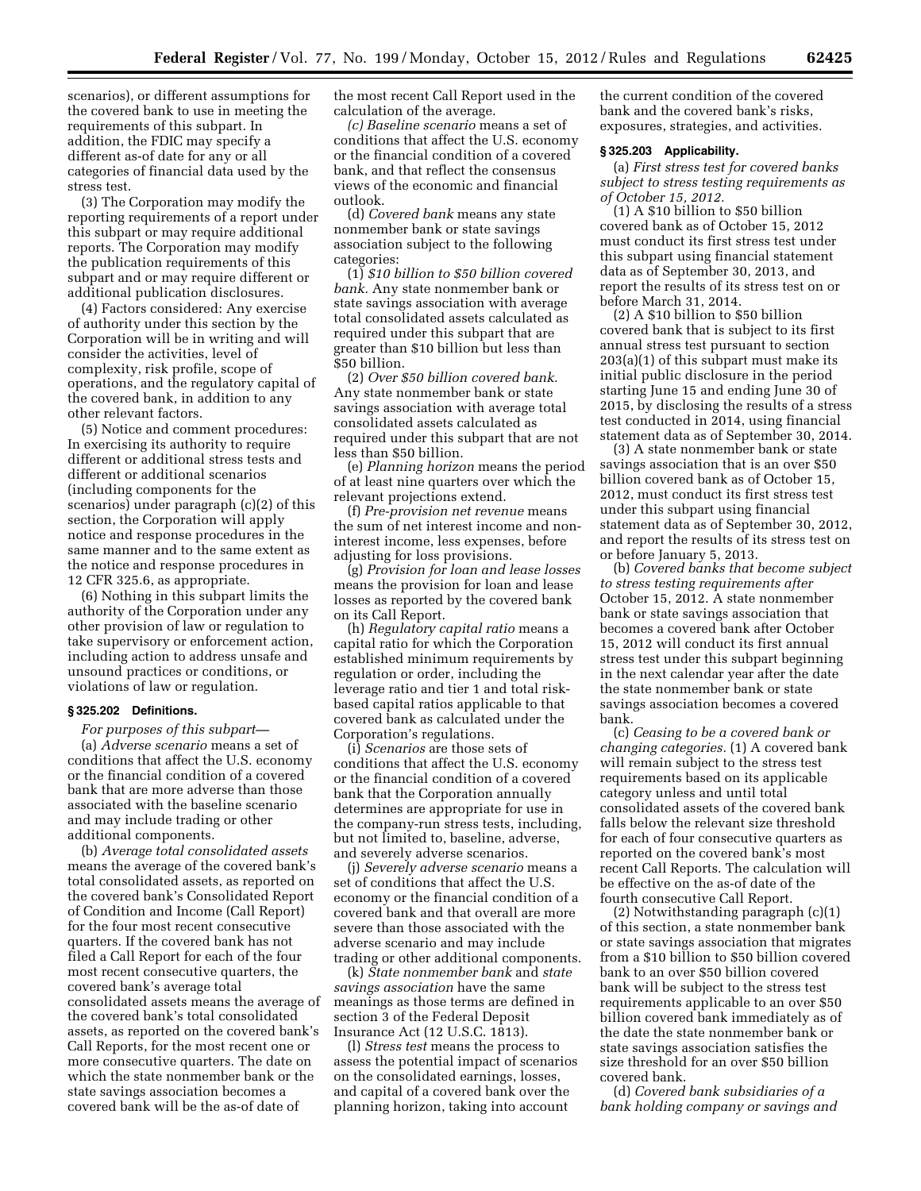scenarios), or different assumptions for the covered bank to use in meeting the requirements of this subpart. In addition, the FDIC may specify a different as-of date for any or all categories of financial data used by the stress test.

(3) The Corporation may modify the reporting requirements of a report under this subpart or may require additional reports. The Corporation may modify the publication requirements of this subpart and or may require different or additional publication disclosures.

(4) Factors considered: Any exercise of authority under this section by the Corporation will be in writing and will consider the activities, level of complexity, risk profile, scope of operations, and the regulatory capital of the covered bank, in addition to any other relevant factors.

(5) Notice and comment procedures: In exercising its authority to require different or additional stress tests and different or additional scenarios (including components for the scenarios) under paragraph (c)(2) of this section, the Corporation will apply notice and response procedures in the same manner and to the same extent as the notice and response procedures in 12 CFR 325.6, as appropriate.

(6) Nothing in this subpart limits the authority of the Corporation under any other provision of law or regulation to take supervisory or enforcement action, including action to address unsafe and unsound practices or conditions, or violations of law or regulation.

### § 325.202 Definitions.

*For purposes of this subpart—*

(a) *Adverse scenario* means a set of conditions that affect the U.S. economy or the financial condition of a covered bank that are more adverse than those associated with the baseline scenario and may include trading or other additional components.

(b) *Average total consolidated assets* means the average of the covered bank's total consolidated assets, as reported on the covered bank's Consolidated Report of Condition and Income (Call Report) for the four most recent consecutive quarters. If the covered bank has not filed a Call Report for each of the four most recent consecutive quarters, the covered bank's average total consolidated assets means the average of the covered bank's total consolidated assets, as reported on the covered bank's Call Reports, for the most recent one or more consecutive quarters. The date on which the state nonmember bank or the state savings association becomes a covered bank will be the as-of date of the most recent Call Report used in the calculation of the average.

(c) *Baseline scenario* means a set of conditions that affect the U.S. economy or the financial condition of a covered bank, and that reflect the consensus views of the economic and financial outlook.

(d) *Covered bank* means any state nonmember bank or state savings association subject to the following categories:

(1) *$10 billion to $50 billion covered bank.* Any state nonmember bank or state savings association with average total consolidated assets calculated as required under this subpart that are greater than $10 billion but less than $50 billion.

(2) *Over $50 billion covered bank.* Any state nonmember bank or state savings association with average total consolidated assets calculated as required under this subpart that are not less than $50 billion.

(e) *Planning horizon* means the period of at least nine quarters over which the relevant projections extend.

(f) *Pre-provision net revenue* means the sum of net interest income and non-interest income, less expenses, before adjusting for loss provisions.

(g) *Provision for loan and lease losses* means the provision for loan and lease losses as reported by the covered bank on its Call Report.

(h) *Regulatory capital ratio* means a capital ratio for which the Corporation established minimum requirements by regulation or order, including the leverage ratio and tier 1 and total risk-based capital ratios applicable to that covered bank as calculated under the Corporation's regulations.

(i) *Scenarios* are those sets of conditions that affect the U.S. economy or the financial condition of a covered bank that the Corporation annually determines are appropriate for use in the company-run stress tests, including, but not limited to, baseline, adverse, and severely adverse scenarios.

(j) *Severely adverse scenario* means a set of conditions that affect the U.S. economy or the financial condition of a covered bank and that overall are more severe than those associated with the adverse scenario and may include trading or other additional components.

(k) *State nonmember bank* and *state savings association* have the same meanings as those terms are defined in section 3 of the Federal Deposit Insurance Act (12 U.S.C. 1813).

(l) *Stress test* means the process to assess the potential impact of scenarios on the consolidated earnings, losses, and capital of a covered bank over the planning horizon, taking into account the current condition of the covered bank and the covered bank's risks, exposures, strategies, and activities.

### § 325.203 Applicability.

(a) *First stress test for covered banks subject to stress testing requirements as of October 15, 2012.*

(1) A $10 billion to $50 billion covered bank as of October 15, 2012 must conduct its first stress test under this subpart using financial statement data as of September 30, 2013, and report the results of its stress test on or before March 31, 2014.

(2) A $10 billion to $50 billion covered bank that is subject to its first annual stress test pursuant to section 203(a)(1) of this subpart must make its initial public disclosure in the period starting June 15 and ending June 30 of 2015, by disclosing the results of a stress test conducted in 2014, using financial statement data as of September 30, 2014.

(3) A state nonmember bank or state savings association that is an over $50 billion covered bank as of October 15, 2012, must conduct its first stress test under this subpart using financial statement data as of September 30, 2012, and report the results of its stress test on or before January 5, 2013.

(b) *Covered banks that become subject to stress testing requirements after* October 15, 2012. A state nonmember bank or state savings association that becomes a covered bank after October 15, 2012 will conduct its first annual stress test under this subpart beginning in the next calendar year after the date the state nonmember bank or state savings association becomes a covered bank.

(c) *Ceasing to be a covered bank or changing categories.* (1) A covered bank will remain subject to the stress test requirements based on its applicable category unless and until total consolidated assets of the covered bank falls below the relevant size threshold for each of four consecutive quarters as reported on the covered bank's most recent Call Reports. The calculation will be effective on the as-of date of the fourth consecutive Call Report.

(2) Notwithstanding paragraph (c)(1) of this section, a state nonmember bank or state savings association that migrates from a $10 billion to $50 billion covered bank to an over $50 billion covered bank will be subject to the stress test requirements applicable to an over $50 billion covered bank immediately as of the date the state nonmember bank or state savings association satisfies the size threshold for an over $50 billion covered bank.

(d) *Covered bank subsidiaries of a bank holding company or savings and*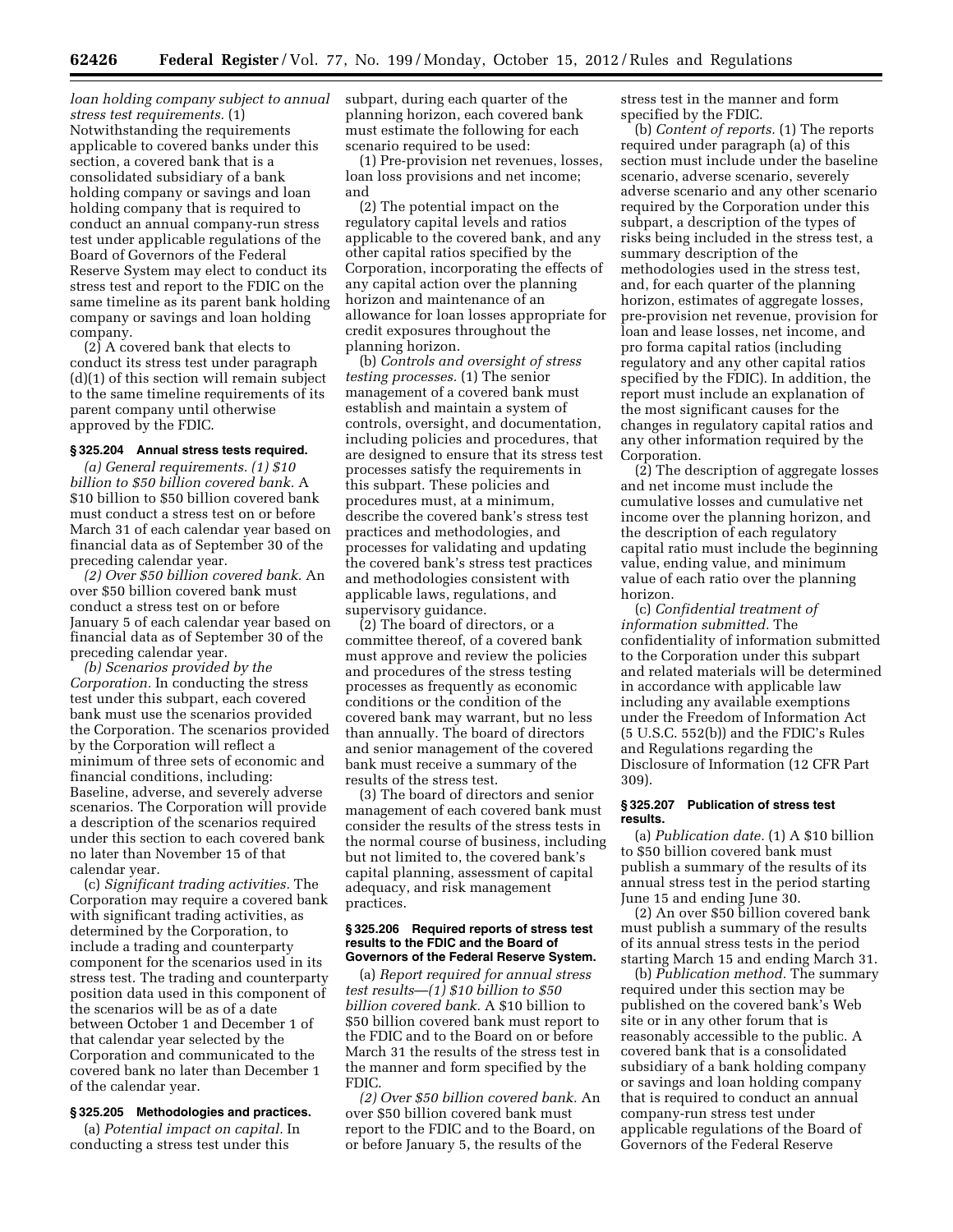*loan holding company subject to annual stress test requirements.* (1) Notwithstanding the requirements applicable to covered banks under this section, a covered bank that is a consolidated subsidiary of a bank holding company or savings and loan holding company that is required to conduct an annual company-run stress test under applicable regulations of the Board of Governors of the Federal Reserve System may elect to conduct its stress test and report to the FDIC on the same timeline as its parent bank holding company or savings and loan holding company.

(2) A covered bank that elects to conduct its stress test under paragraph (d)(1) of this section will remain subject to the same timeline requirements of its parent company until otherwise approved by the FDIC.

### § 325.204 Annual stress tests required.

*(a) General requirements. (1) $10 billion to $50 billion covered bank.* A $10 billion to $50 billion covered bank must conduct a stress test on or before March 31 of each calendar year based on financial data as of September 30 of the preceding calendar year.

*(2) Over $50 billion covered bank.* An over $50 billion covered bank must conduct a stress test on or before January 5 of each calendar year based on financial data as of September 30 of the preceding calendar year.

*(b) Scenarios provided by the Corporation.* In conducting the stress test under this subpart, each covered bank must use the scenarios provided the Corporation. The scenarios provided by the Corporation will reflect a minimum of three sets of economic and financial conditions, including: Baseline, adverse, and severely adverse scenarios. The Corporation will provide a description of the scenarios required under this section to each covered bank no later than November 15 of that calendar year.

(c) *Significant trading activities.* The Corporation may require a covered bank with significant trading activities, as determined by the Corporation, to include a trading and counterparty component for the scenarios used in its stress test. The trading and counterparty position data used in this component of the scenarios will be as of a date between October 1 and December 1 of that calendar year selected by the Corporation and communicated to the covered bank no later than December 1 of the calendar year.

### § 325.205 Methodologies and practices.

(a) *Potential impact on capital.* In conducting a stress test under this subpart, during each quarter of the planning horizon, each covered bank must estimate the following for each scenario required to be used:

(1) Pre-provision net revenues, losses, loan loss provisions and net income; and

(2) The potential impact on the regulatory capital levels and ratios applicable to the covered bank, and any other capital ratios specified by the Corporation, incorporating the effects of any capital action over the planning horizon and maintenance of an allowance for loan losses appropriate for credit exposures throughout the planning horizon.

(b) *Controls and oversight of stress testing processes.* (1) The senior management of a covered bank must establish and maintain a system of controls, oversight, and documentation, including policies and procedures, that are designed to ensure that its stress test processes satisfy the requirements in this subpart. These policies and procedures must, at a minimum, describe the covered bank's stress test practices and methodologies, and processes for validating and updating the covered bank's stress test practices and methodologies consistent with applicable laws, regulations, and supervisory guidance.

(2) The board of directors, or a committee thereof, of a covered bank must approve and review the policies and procedures of the stress testing processes as frequently as economic conditions or the condition of the covered bank may warrant, but no less than annually. The board of directors and senior management of the covered bank must receive a summary of the results of the stress test.

(3) The board of directors and senior management of each covered bank must consider the results of the stress tests in the normal course of business, including but not limited to, the covered bank's capital planning, assessment of capital adequacy, and risk management practices.

### § 325.206 Required reports of stress test results to the FDIC and the Board of Governors of the Federal Reserve System.

(a) *Report required for annual stress test results—(1) $10 billion to $50 billion covered bank.* A $10 billion to $50 billion covered bank must report to the FDIC and to the Board on or before March 31 the results of the stress test in the manner and form specified by the FDIC.

*(2) Over $50 billion covered bank.* An over $50 billion covered bank must report to the FDIC and to the Board, on or before January 5, the results of the stress test in the manner and form specified by the FDIC.

(b) *Content of reports.* (1) The reports required under paragraph (a) of this section must include under the baseline scenario, adverse scenario, severely adverse scenario and any other scenario required by the Corporation under this subpart, a description of the types of risks being included in the stress test, a summary description of the methodologies used in the stress test, and, for each quarter of the planning horizon, estimates of aggregate losses, pre-provision net revenue, provision for loan and lease losses, net income, and pro forma capital ratios (including regulatory and any other capital ratios specified by the FDIC). In addition, the report must include an explanation of the most significant causes for the changes in regulatory capital ratios and any other information required by the Corporation.

(2) The description of aggregate losses and net income must include the cumulative losses and cumulative net income over the planning horizon, and the description of each regulatory capital ratio must include the beginning value, ending value, and minimum value of each ratio over the planning horizon.

(c) *Confidential treatment of information submitted.* The confidentiality of information submitted to the Corporation under this subpart and related materials will be determined in accordance with applicable law including any available exemptions under the Freedom of Information Act (5 U.S.C. 552(b)) and the FDIC's Rules and Regulations regarding the Disclosure of Information (12 CFR Part 309).

### § 325.207 Publication of stress test results.

(a) *Publication date.* (1) A $10 billion to $50 billion covered bank must publish a summary of the results of its annual stress test in the period starting June 15 and ending June 30.

(2) An over $50 billion covered bank must publish a summary of the results of its annual stress tests in the period starting March 15 and ending March 31.

(b) *Publication method.* The summary required under this section may be published on the covered bank's Web site or in any other forum that is reasonably accessible to the public. A covered bank that is a consolidated subsidiary of a bank holding company or savings and loan holding company that is required to conduct an annual company-run stress test under applicable regulations of the Board of Governors of the Federal Reserve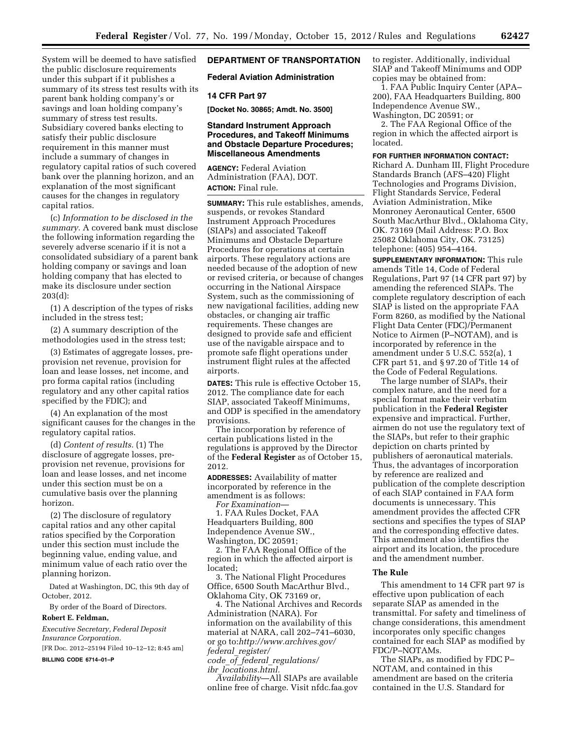System will be deemed to have satisfied the public disclosure requirements under this subpart if it publishes a summary of its stress test results with its parent bank holding company's or savings and loan holding company's summary of stress test results. Subsidiary covered banks electing to satisfy their public disclosure requirement in this manner must include a summary of changes in regulatory capital ratios of such covered bank over the planning horizon, and an explanation of the most significant causes for the changes in regulatory capital ratios.

(c) *Information to be disclosed in the summary.* A covered bank must disclose the following information regarding the severely adverse scenario if it is not a consolidated subsidiary of a parent bank holding company or savings and loan holding company that has elected to make its disclosure under section 203(d):

(1) A description of the types of risks included in the stress test;

(2) A summary description of the methodologies used in the stress test;

(3) Estimates of aggregate losses, pre-provision net revenue, provision for loan and lease losses, net income, and pro forma capital ratios (including regulatory and any other capital ratios specified by the FDIC); and

(4) An explanation of the most significant causes for the changes in the regulatory capital ratios.

(d) *Content of results.* (1) The disclosure of aggregate losses, pre-provision net revenue, provisions for loan and lease losses, and net income under this section must be on a cumulative basis over the planning horizon.

(2) The disclosure of regulatory capital ratios and any other capital ratios specified by the Corporation under this section must include the beginning value, ending value, and minimum value of each ratio over the planning horizon.

Dated at Washington, DC, this 9th day of October, 2012.

By order of the Board of Directors.

**Robert E. Feldman,**

*Executive Secretary, Federal Deposit Insurance Corporation.*

[FR Doc. 2012–25194 Filed 10–12–12; 8:45 am]

**BILLING CODE 6714–01–P**

## DEPARTMENT OF TRANSPORTATION

### Federal Aviation Administration

### 14 CFR Part 97

**[Docket No. 30865; Amdt. No. 3500]**

### Standard Instrument Approach Procedures, and Takeoff Minimums and Obstacle Departure Procedures; Miscellaneous Amendments

**AGENCY:** Federal Aviation Administration (FAA), DOT.

**ACTION:** Final rule.

**SUMMARY:** This rule establishes, amends, suspends, or revokes Standard Instrument Approach Procedures (SIAPs) and associated Takeoff Minimums and Obstacle Departure Procedures for operations at certain airports. These regulatory actions are needed because of the adoption of new or revised criteria, or because of changes occurring in the National Airspace System, such as the commissioning of new navigational facilities, adding new obstacles, or changing air traffic requirements. These changes are designed to provide safe and efficient use of the navigable airspace and to promote safe flight operations under instrument flight rules at the affected airports.

**DATES:** This rule is effective October 15, 2012. The compliance date for each SIAP, associated Takeoff Minimums, and ODP is specified in the amendatory provisions.

The incorporation by reference of certain publications listed in the regulations is approved by the Director of the **Federal Register** as of October 15, 2012.

**ADDRESSES:** Availability of matter incorporated by reference in the amendment is as follows:

*For Examination*—

1. FAA Rules Docket, FAA Headquarters Building, 800 Independence Avenue SW., Washington, DC 20591;

2. The FAA Regional Office of the region in which the affected airport is located;

3. The National Flight Procedures Office, 6500 South MacArthur Blvd., Oklahoma City, OK 73169 or,

4. The National Archives and Records Administration (NARA). For information on the availability of this material at NARA, call 202–741–6030, or go to: *http://www.archives.gov/federal_register/code_of_federal_regulations/ibr_locations.html.*

*Availability*—All SIAPs are available online free of charge. Visit nfdc.faa.gov to register. Additionally, individual SIAP and Takeoff Minimums and ODP copies may be obtained from:

1. FAA Public Inquiry Center (APA–200), FAA Headquarters Building, 800 Independence Avenue SW., Washington, DC 20591; or

2. The FAA Regional Office of the region in which the affected airport is located.

**FOR FURTHER INFORMATION CONTACT:** Richard A. Dunham III, Flight Procedure Standards Branch (AFS–420) Flight Technologies and Programs Division, Flight Standards Service, Federal Aviation Administration, Mike Monroney Aeronautical Center, 6500 South MacArthur Blvd., Oklahoma City, OK. 73169 (Mail Address: P.O. Box 25082 Oklahoma City, OK. 73125) telephone: (405) 954–4164.

**SUPPLEMENTARY INFORMATION:** This rule amends Title 14, Code of Federal Regulations, Part 97 (14 CFR part 97) by amending the referenced SIAPs. The complete regulatory description of each SIAP is listed on the appropriate FAA Form 8260, as modified by the National Flight Data Center (FDC)/Permanent Notice to Airmen (P–NOTAM), and is incorporated by reference in the amendment under 5 U.S.C. 552(a), 1 CFR part 51, and § 97.20 of Title 14 of the Code of Federal Regulations.

The large number of SIAPs, their complex nature, and the need for a special format make their verbatim publication in the **Federal Register** expensive and impractical. Further, airmen do not use the regulatory text of the SIAPs, but refer to their graphic depiction on charts printed by publishers of aeronautical materials. Thus, the advantages of incorporation by reference are realized and publication of the complete description of each SIAP contained in FAA form documents is unnecessary. This amendment provides the affected CFR sections and specifies the types of SIAP and the corresponding effective dates. This amendment also identifies the airport and its location, the procedure and the amendment number.

#### The Rule

This amendment to 14 CFR part 97 is effective upon publication of each separate SIAP as amended in the transmittal. For safety and timeliness of change considerations, this amendment incorporates only specific changes contained for each SIAP as modified by FDC/P–NOTAMs.

The SIAPs, as modified by FDC P–NOTAM, and contained in this amendment are based on the criteria contained in the U.S. Standard for